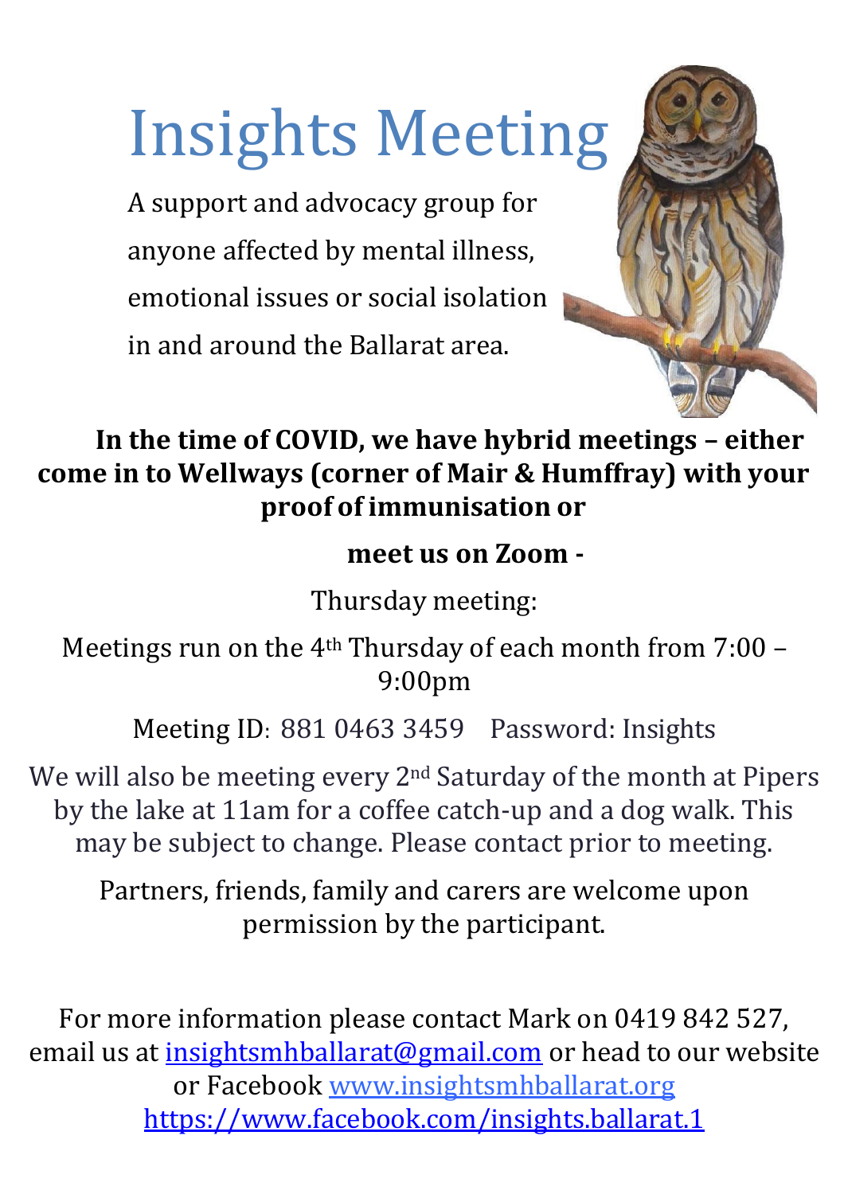# Insights Meeting

A support and advocacy group for anyone affected by mental illness, emotional issues or social isolation in and around the Ballarat area.

**In the time of COVID, we have hybrid meetings – either come in to Wellways (corner of Mair & Humffray) with your proof of immunisation or**

**meet us on Zoom -**

Thursday meeting:

Meetings run on the 4th Thursday of each month from 7:00 – 9:00pm

Meeting ID: 881 0463 3459 Password: Insights

We will also be meeting every 2nd Saturday of the month at Pipers by the lake at 11am for a coffee catch-up and a dog walk. This may be subject to change. Please contact prior to meeting.

Partners, friends, family and carers are welcome upon permission by the participant.

For more information please contact Mark on 0419 842 527, email us at [insightsmhballarat@gmail.com](mailto:insightsmhballarat@gmail.com) or head to our website or Facebook [www.insightsmhballarat.org](http://www.insightsmhballarat.org) [https://www.facebook.com/insights.ballarat.1](https://www.facebook.com/insights.ballarat.1)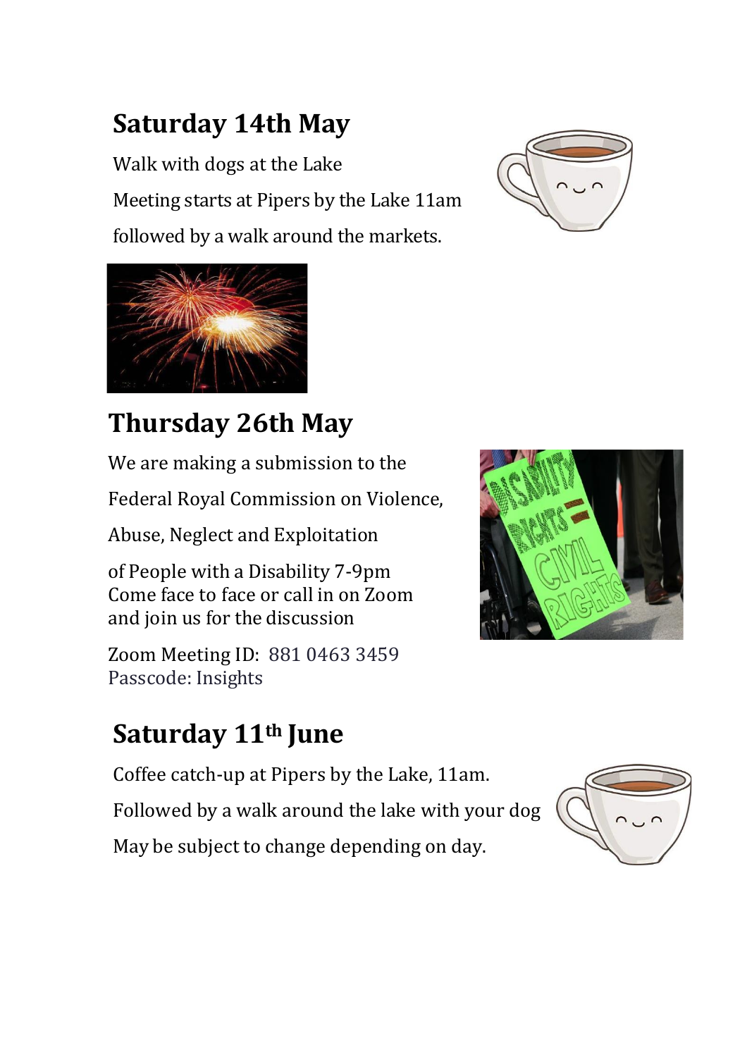## Saturday 14th May

Walk with dogs at the Lake

Meeting starts at Pipers by the Lake 11am

followed by a walk around the markets.

## Thursday 26th May

We are making a submission to the

Federal Royal Commission on Violence,

Abuse, Neglect and Exploitation

of People with a Disability 7-9pm
Come face to face or call in on Zoom
and join us for the discussion

Zoom Meeting ID: 881 0463 3459
Passcode: Insights

## Saturday 11th June

Coffee catch-up at Pipers by the Lake, 11am.

Followed by a walk around the lake with your dog

May be subject to change depending on day.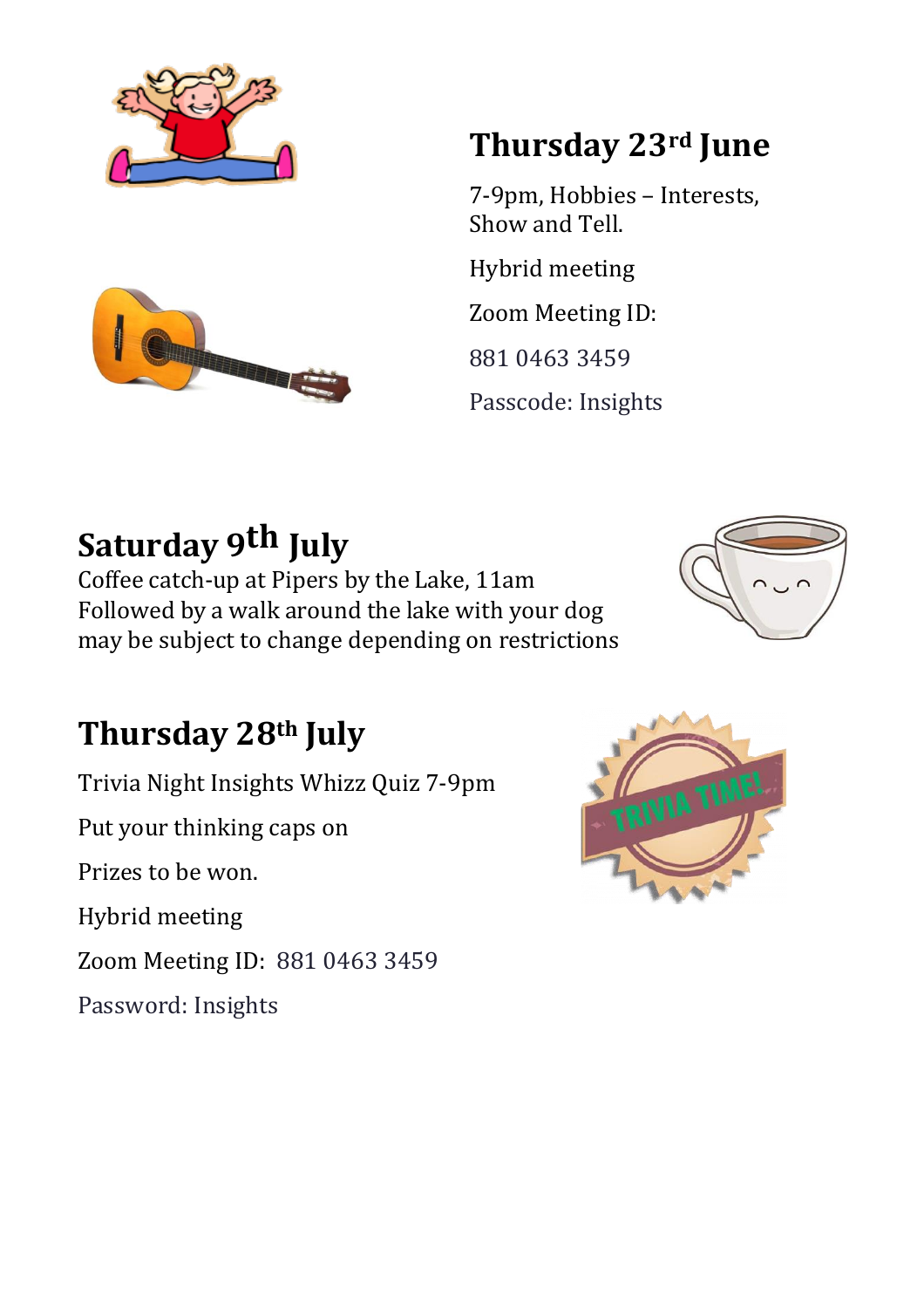## Thursday 23rd June

7-9pm, Hobbies – Interests, Show and Tell.

Hybrid meeting

Zoom Meeting ID:

881 0463 3459

Passcode: Insights

## Saturday 9th July

Coffee catch-up at Pipers by the Lake, 11am
Followed by a walk around the lake with your dog
may be subject to change depending on restrictions

## Thursday 28th July

Trivia Night Insights Whizz Quiz 7-9pm

Put your thinking caps on

Prizes to be won.

Hybrid meeting

Zoom Meeting ID: 881 0463 3459

Password: Insights